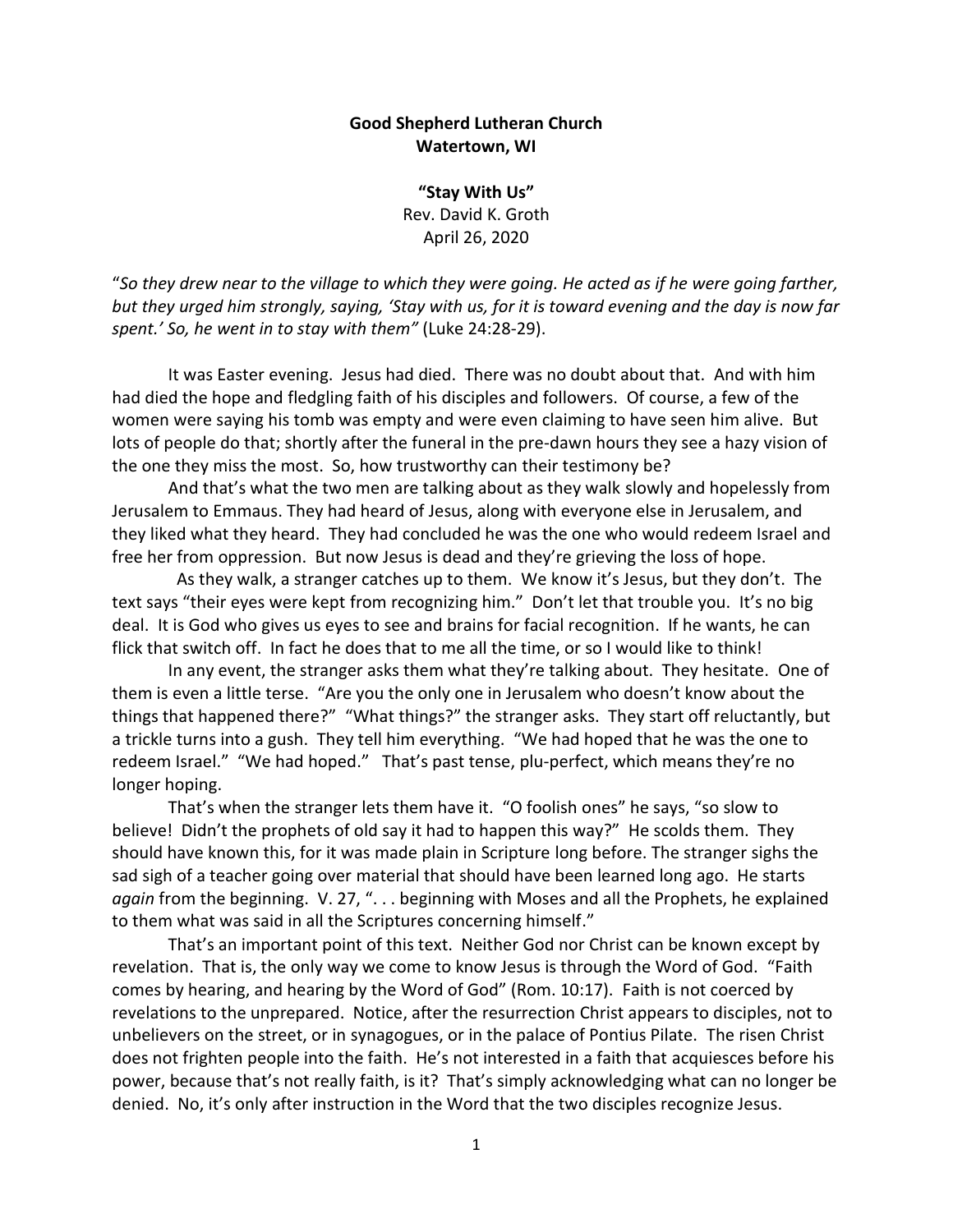**Good Shepherd Lutheran Church**
**Watertown, WI**

**"Stay With Us"**
Rev. David K. Groth
April 26, 2020

"*So they drew near to the village to which they were going. He acted as if he were going farther, but they urged him strongly, saying, 'Stay with us, for it is toward evening and the day is now far spent.' So, he went in to stay with them"* (Luke 24:28-29).

It was Easter evening. Jesus had died. There was no doubt about that. And with him had died the hope and fledgling faith of his disciples and followers. Of course, a few of the women were saying his tomb was empty and were even claiming to have seen him alive. But lots of people do that; shortly after the funeral in the pre-dawn hours they see a hazy vision of the one they miss the most. So, how trustworthy can their testimony be?

And that's what the two men are talking about as they walk slowly and hopelessly from Jerusalem to Emmaus. They had heard of Jesus, along with everyone else in Jerusalem, and they liked what they heard. They had concluded he was the one who would redeem Israel and free her from oppression. But now Jesus is dead and they're grieving the loss of hope.

As they walk, a stranger catches up to them. We know it's Jesus, but they don't. The text says "their eyes were kept from recognizing him." Don't let that trouble you. It's no big deal. It is God who gives us eyes to see and brains for facial recognition. If he wants, he can flick that switch off. In fact he does that to me all the time, or so I would like to think!

In any event, the stranger asks them what they're talking about. They hesitate. One of them is even a little terse. "Are you the only one in Jerusalem who doesn't know about the things that happened there?" "What things?" the stranger asks. They start off reluctantly, but a trickle turns into a gush. They tell him everything. "We had hoped that he was the one to redeem Israel." "We had hoped." That's past tense, plu-perfect, which means they're no longer hoping.

That's when the stranger lets them have it. "O foolish ones" he says, "so slow to believe! Didn't the prophets of old say it had to happen this way?" He scolds them. They should have known this, for it was made plain in Scripture long before. The stranger sighs the sad sigh of a teacher going over material that should have been learned long ago. He starts *again* from the beginning. V. 27, ". . . beginning with Moses and all the Prophets, he explained to them what was said in all the Scriptures concerning himself."

That's an important point of this text. Neither God nor Christ can be known except by revelation. That is, the only way we come to know Jesus is through the Word of God. "Faith comes by hearing, and hearing by the Word of God" (Rom. 10:17). Faith is not coerced by revelations to the unprepared. Notice, after the resurrection Christ appears to disciples, not to unbelievers on the street, or in synagogues, or in the palace of Pontius Pilate. The risen Christ does not frighten people into the faith. He's not interested in a faith that acquiesces before his power, because that's not really faith, is it? That's simply acknowledging what can no longer be denied. No, it's only after instruction in the Word that the two disciples recognize Jesus.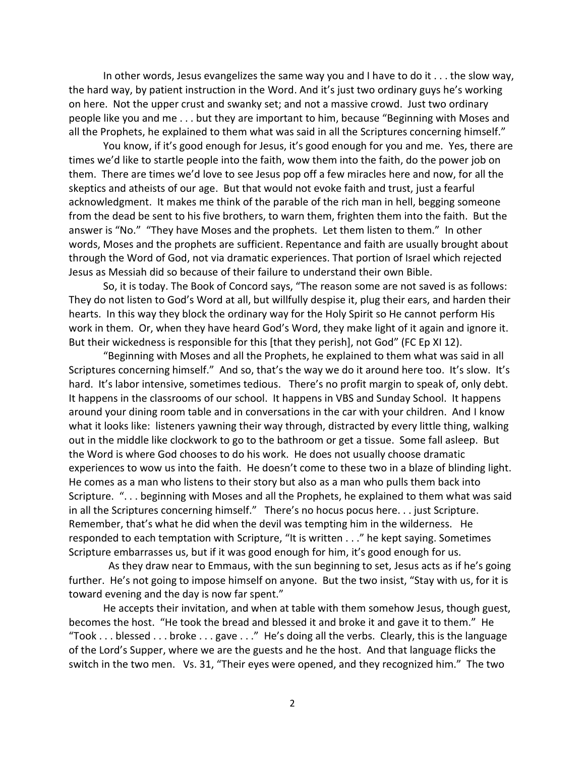In other words, Jesus evangelizes the same way you and I have to do it . . . the slow way, the hard way, by patient instruction in the Word. And it's just two ordinary guys he's working on here. Not the upper crust and swanky set; and not a massive crowd. Just two ordinary people like you and me . . . but they are important to him, because "Beginning with Moses and all the Prophets, he explained to them what was said in all the Scriptures concerning himself."

You know, if it's good enough for Jesus, it's good enough for you and me. Yes, there are times we'd like to startle people into the faith, wow them into the faith, do the power job on them. There are times we'd love to see Jesus pop off a few miracles here and now, for all the skeptics and atheists of our age. But that would not evoke faith and trust, just a fearful acknowledgment. It makes me think of the parable of the rich man in hell, begging someone from the dead be sent to his five brothers, to warn them, frighten them into the faith. But the answer is "No." "They have Moses and the prophets. Let them listen to them." In other words, Moses and the prophets are sufficient. Repentance and faith are usually brought about through the Word of God, not via dramatic experiences. That portion of Israel which rejected Jesus as Messiah did so because of their failure to understand their own Bible.

So, it is today. The Book of Concord says, "The reason some are not saved is as follows: They do not listen to God's Word at all, but willfully despise it, plug their ears, and harden their hearts. In this way they block the ordinary way for the Holy Spirit so He cannot perform His work in them. Or, when they have heard God's Word, they make light of it again and ignore it. But their wickedness is responsible for this [that they perish], not God" (FC Ep XI 12).

"Beginning with Moses and all the Prophets, he explained to them what was said in all Scriptures concerning himself." And so, that's the way we do it around here too. It's slow. It's hard. It's labor intensive, sometimes tedious. There's no profit margin to speak of, only debt. It happens in the classrooms of our school. It happens in VBS and Sunday School. It happens around your dining room table and in conversations in the car with your children. And I know what it looks like: listeners yawning their way through, distracted by every little thing, walking out in the middle like clockwork to go to the bathroom or get a tissue. Some fall asleep. But the Word is where God chooses to do his work. He does not usually choose dramatic experiences to wow us into the faith. He doesn't come to these two in a blaze of blinding light. He comes as a man who listens to their story but also as a man who pulls them back into Scripture. ". . . beginning with Moses and all the Prophets, he explained to them what was said in all the Scriptures concerning himself." There's no hocus pocus here. . . just Scripture. Remember, that's what he did when the devil was tempting him in the wilderness. He responded to each temptation with Scripture, "It is written . . ." he kept saying. Sometimes Scripture embarrasses us, but if it was good enough for him, it's good enough for us.

As they draw near to Emmaus, with the sun beginning to set, Jesus acts as if he's going further. He's not going to impose himself on anyone. But the two insist, "Stay with us, for it is toward evening and the day is now far spent."

He accepts their invitation, and when at table with them somehow Jesus, though guest, becomes the host. "He took the bread and blessed it and broke it and gave it to them." He "Took . . . blessed . . . broke . . . gave . . ." He's doing all the verbs. Clearly, this is the language of the Lord's Supper, where we are the guests and he the host. And that language flicks the switch in the two men. Vs. 31, "Their eyes were opened, and they recognized him." The two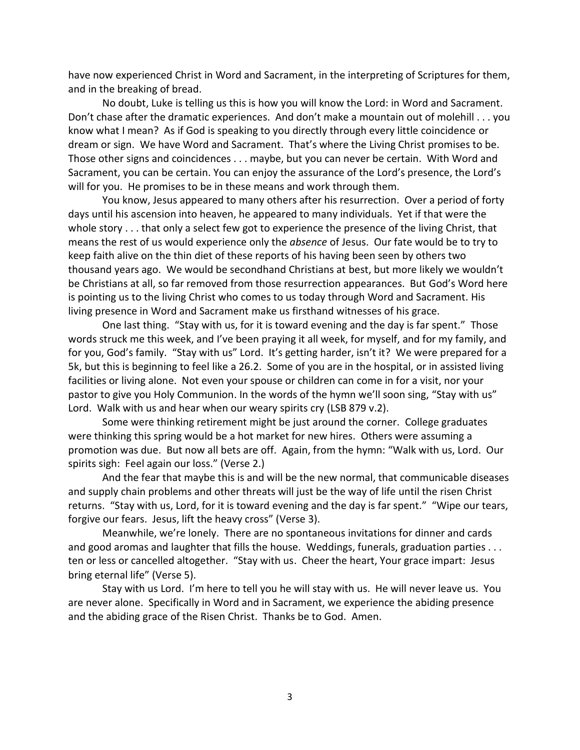have now experienced Christ in Word and Sacrament, in the interpreting of Scriptures for them, and in the breaking of bread.

No doubt, Luke is telling us this is how you will know the Lord: in Word and Sacrament. Don't chase after the dramatic experiences. And don't make a mountain out of molehill . . . you know what I mean? As if God is speaking to you directly through every little coincidence or dream or sign. We have Word and Sacrament. That's where the Living Christ promises to be. Those other signs and coincidences . . . maybe, but you can never be certain. With Word and Sacrament, you can be certain. You can enjoy the assurance of the Lord's presence, the Lord's will for you. He promises to be in these means and work through them.

You know, Jesus appeared to many others after his resurrection. Over a period of forty days until his ascension into heaven, he appeared to many individuals. Yet if that were the whole story . . . that only a select few got to experience the presence of the living Christ, that means the rest of us would experience only the *absence* of Jesus. Our fate would be to try to keep faith alive on the thin diet of these reports of his having been seen by others two thousand years ago. We would be secondhand Christians at best, but more likely we wouldn't be Christians at all, so far removed from those resurrection appearances. But God's Word here is pointing us to the living Christ who comes to us today through Word and Sacrament. His living presence in Word and Sacrament make us firsthand witnesses of his grace.

One last thing. "Stay with us, for it is toward evening and the day is far spent." Those words struck me this week, and I've been praying it all week, for myself, and for my family, and for you, God's family. "Stay with us" Lord. It's getting harder, isn't it? We were prepared for a 5k, but this is beginning to feel like a 26.2. Some of you are in the hospital, or in assisted living facilities or living alone. Not even your spouse or children can come in for a visit, nor your pastor to give you Holy Communion. In the words of the hymn we'll soon sing, "Stay with us" Lord. Walk with us and hear when our weary spirits cry (LSB 879 v.2).

Some were thinking retirement might be just around the corner. College graduates were thinking this spring would be a hot market for new hires. Others were assuming a promotion was due. But now all bets are off. Again, from the hymn: "Walk with us, Lord. Our spirits sigh: Feel again our loss." (Verse 2.)

And the fear that maybe this is and will be the new normal, that communicable diseases and supply chain problems and other threats will just be the way of life until the risen Christ returns. "Stay with us, Lord, for it is toward evening and the day is far spent." "Wipe our tears, forgive our fears. Jesus, lift the heavy cross" (Verse 3).

Meanwhile, we're lonely. There are no spontaneous invitations for dinner and cards and good aromas and laughter that fills the house. Weddings, funerals, graduation parties . . . ten or less or cancelled altogether. "Stay with us. Cheer the heart, Your grace impart: Jesus bring eternal life" (Verse 5).

Stay with us Lord. I'm here to tell you he will stay with us. He will never leave us. You are never alone. Specifically in Word and in Sacrament, we experience the abiding presence and the abiding grace of the Risen Christ. Thanks be to God. Amen.